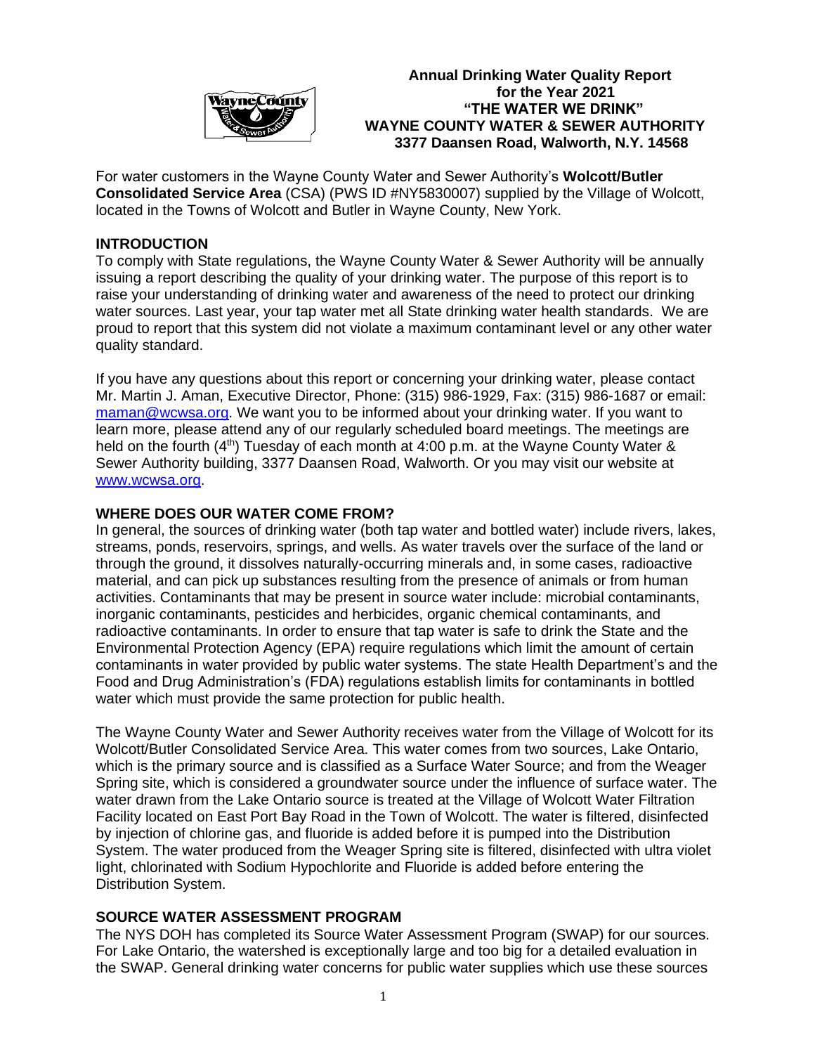# Annual Drinking Water Quality Report for the Year 2021 "THE WATER WE DRINK" WAYNE COUNTY WATER & SEWER AUTHORITY 3377 Daansen Road, Walworth, N.Y. 14568

For water customers in the Wayne County Water and Sewer Authority's **Wolcott/Butler Consolidated Service Area** (CSA) (PWS ID #NY5830007) supplied by the Village of Wolcott, located in the Towns of Wolcott and Butler in Wayne County, New York.

## INTRODUCTION

To comply with State regulations, the Wayne County Water & Sewer Authority will be annually issuing a report describing the quality of your drinking water. The purpose of this report is to raise your understanding of drinking water and awareness of the need to protect our drinking water sources. Last year, your tap water met all State drinking water health standards. We are proud to report that this system did not violate a maximum contaminant level or any other water quality standard.

If you have any questions about this report or concerning your drinking water, please contact Mr. Martin J. Aman, Executive Director, Phone: (315) 986-1929, Fax: (315) 986-1687 or email: maman@wcwsa.org. We want you to be informed about your drinking water. If you want to learn more, please attend any of our regularly scheduled board meetings. The meetings are held on the fourth (4th) Tuesday of each month at 4:00 p.m. at the Wayne County Water & Sewer Authority building, 3377 Daansen Road, Walworth. Or you may visit our website at www.wcwsa.org.

## WHERE DOES OUR WATER COME FROM?

In general, the sources of drinking water (both tap water and bottled water) include rivers, lakes, streams, ponds, reservoirs, springs, and wells. As water travels over the surface of the land or through the ground, it dissolves naturally-occurring minerals and, in some cases, radioactive material, and can pick up substances resulting from the presence of animals or from human activities. Contaminants that may be present in source water include: microbial contaminants, inorganic contaminants, pesticides and herbicides, organic chemical contaminants, and radioactive contaminants. In order to ensure that tap water is safe to drink the State and the Environmental Protection Agency (EPA) require regulations which limit the amount of certain contaminants in water provided by public water systems. The state Health Department's and the Food and Drug Administration's (FDA) regulations establish limits for contaminants in bottled water which must provide the same protection for public health.

The Wayne County Water and Sewer Authority receives water from the Village of Wolcott for its Wolcott/Butler Consolidated Service Area. This water comes from two sources, Lake Ontario, which is the primary source and is classified as a Surface Water Source; and from the Weager Spring site, which is considered a groundwater source under the influence of surface water. The water drawn from the Lake Ontario source is treated at the Village of Wolcott Water Filtration Facility located on East Port Bay Road in the Town of Wolcott. The water is filtered, disinfected by injection of chlorine gas, and fluoride is added before it is pumped into the Distribution System. The water produced from the Weager Spring site is filtered, disinfected with ultra violet light, chlorinated with Sodium Hypochlorite and Fluoride is added before entering the Distribution System.

## SOURCE WATER ASSESSMENT PROGRAM

The NYS DOH has completed its Source Water Assessment Program (SWAP) for our sources. For Lake Ontario, the watershed is exceptionally large and too big for a detailed evaluation in the SWAP. General drinking water concerns for public water supplies which use these sources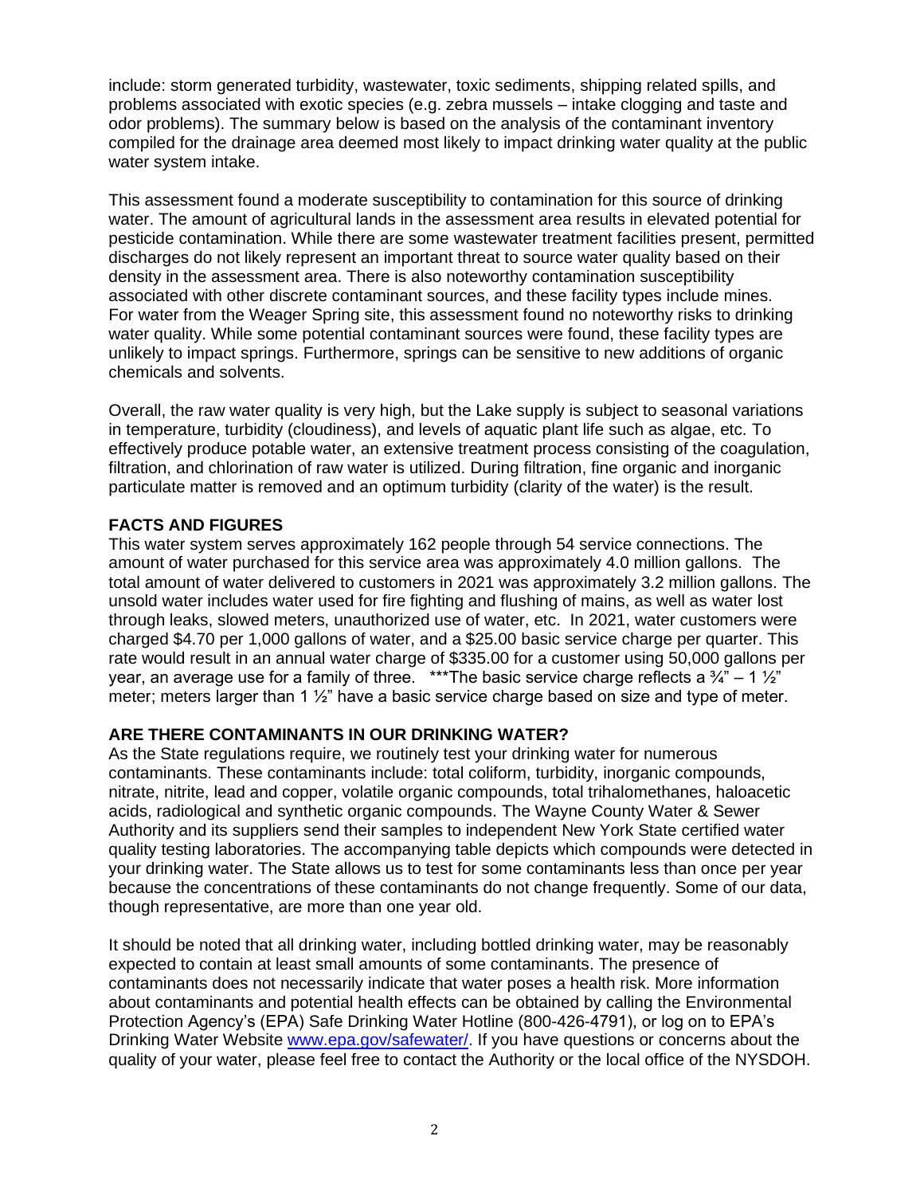include: storm generated turbidity, wastewater, toxic sediments, shipping related spills, and problems associated with exotic species (e.g. zebra mussels – intake clogging and taste and odor problems). The summary below is based on the analysis of the contaminant inventory compiled for the drainage area deemed most likely to impact drinking water quality at the public water system intake.

This assessment found a moderate susceptibility to contamination for this source of drinking water. The amount of agricultural lands in the assessment area results in elevated potential for pesticide contamination. While there are some wastewater treatment facilities present, permitted discharges do not likely represent an important threat to source water quality based on their density in the assessment area. There is also noteworthy contamination susceptibility associated with other discrete contaminant sources, and these facility types include mines. For water from the Weager Spring site, this assessment found no noteworthy risks to drinking water quality. While some potential contaminant sources were found, these facility types are unlikely to impact springs. Furthermore, springs can be sensitive to new additions of organic chemicals and solvents.

Overall, the raw water quality is very high, but the Lake supply is subject to seasonal variations in temperature, turbidity (cloudiness), and levels of aquatic plant life such as algae, etc. To effectively produce potable water, an extensive treatment process consisting of the coagulation, filtration, and chlorination of raw water is utilized. During filtration, fine organic and inorganic particulate matter is removed and an optimum turbidity (clarity of the water) is the result.

## FACTS AND FIGURES

This water system serves approximately 162 people through 54 service connections. The amount of water purchased for this service area was approximately 4.0 million gallons. The total amount of water delivered to customers in 2021 was approximately 3.2 million gallons. The unsold water includes water used for fire fighting and flushing of mains, as well as water lost through leaks, slowed meters, unauthorized use of water, etc. In 2021, water customers were charged $4.70 per 1,000 gallons of water, and a $25.00 basic service charge per quarter. This rate would result in an annual water charge of $335.00 for a customer using 50,000 gallons per year, an average use for a family of three. ***The basic service charge reflects a ¾" – 1 ½" meter; meters larger than 1 ½" have a basic service charge based on size and type of meter.

## ARE THERE CONTAMINANTS IN OUR DRINKING WATER?

As the State regulations require, we routinely test your drinking water for numerous contaminants. These contaminants include: total coliform, turbidity, inorganic compounds, nitrate, nitrite, lead and copper, volatile organic compounds, total trihalomethanes, haloacetic acids, radiological and synthetic organic compounds. The Wayne County Water & Sewer Authority and its suppliers send their samples to independent New York State certified water quality testing laboratories. The accompanying table depicts which compounds were detected in your drinking water. The State allows us to test for some contaminants less than once per year because the concentrations of these contaminants do not change frequently. Some of our data, though representative, are more than one year old.

It should be noted that all drinking water, including bottled drinking water, may be reasonably expected to contain at least small amounts of some contaminants. The presence of contaminants does not necessarily indicate that water poses a health risk. More information about contaminants and potential health effects can be obtained by calling the Environmental Protection Agency's (EPA) Safe Drinking Water Hotline (800-426-4791), or log on to EPA's Drinking Water Website www.epa.gov/safewater/. If you have questions or concerns about the quality of your water, please feel free to contact the Authority or the local office of the NYSDOH.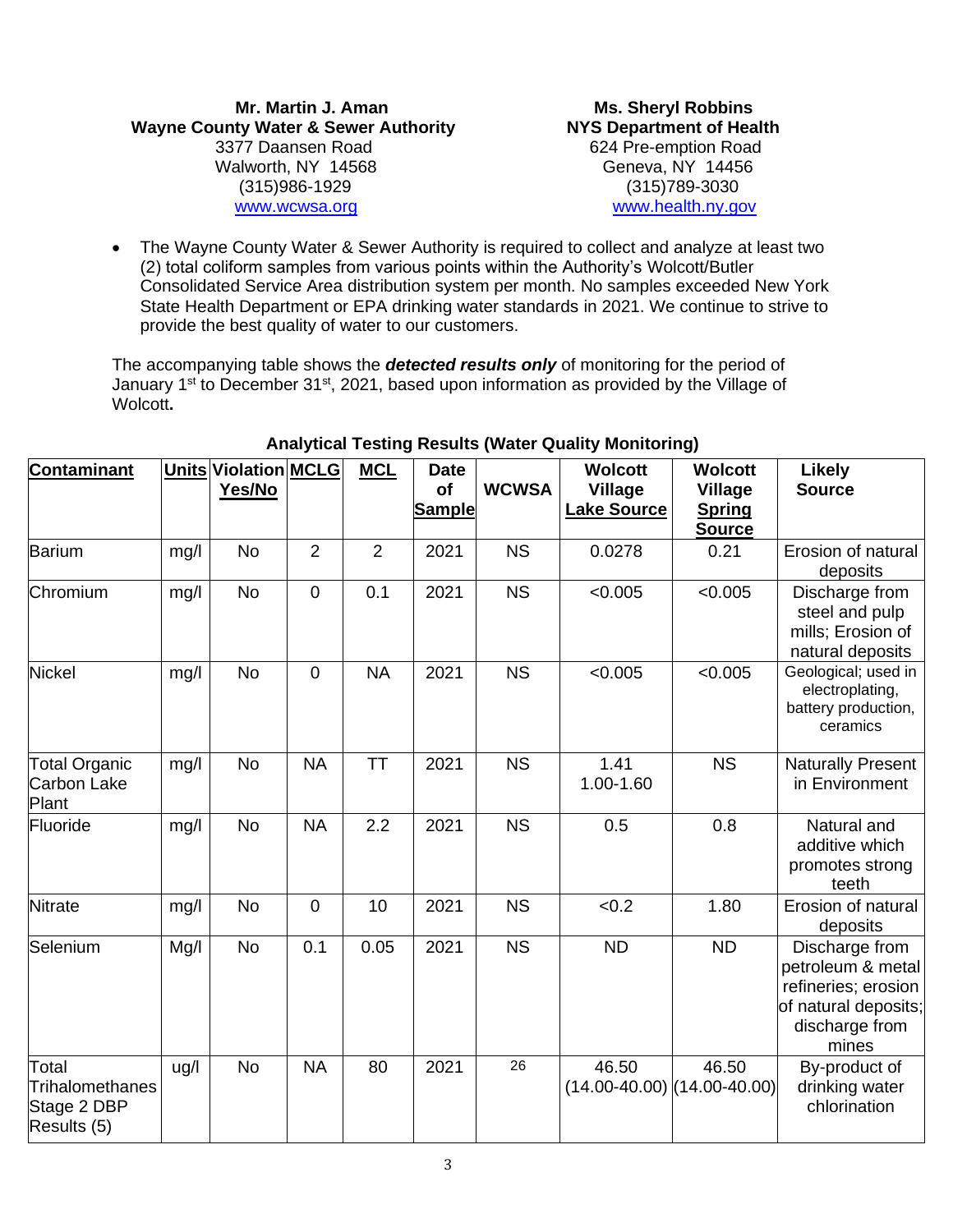**Mr. Martin J. Aman**
**Wayne County Water & Sewer Authority**
3377 Daansen Road
Walworth, NY 14568
(315)986-1929
www.wcwsa.org

**Ms. Sheryl Robbins**
**NYS Department of Health**
624 Pre-emption Road
Geneva, NY 14456
(315)789-3030
www.health.ny.gov

- The Wayne County Water & Sewer Authority is required to collect and analyze at least two (2) total coliform samples from various points within the Authority's Wolcott/Butler Consolidated Service Area distribution system per month. No samples exceeded New York State Health Department or EPA drinking water standards in 2021. We continue to strive to provide the best quality of water to our customers.

The accompanying table shows the ***detected results only*** of monitoring for the period of January 1st to December 31st, 2021, based upon information as provided by the Village of Wolcott**.**

**Analytical Testing Results (Water Quality Monitoring)**

| Contaminant | Units | Violation Yes/No | MCLG | MCL | Date of Sample | WCWSA | Wolcott Village Lake Source | Wolcott Village Spring Source | Likely Source |
|---|---|---|---|---|---|---|---|---|---|
| Barium | mg/l | No | 2 | 2 | 2021 | NS | 0.0278 | 0.21 | Erosion of natural deposits |
| Chromium | mg/l | No | 0 | 0.1 | 2021 | NS | <0.005 | <0.005 | Discharge from steel and pulp mills; Erosion of natural deposits |
| Nickel | mg/l | No | 0 | NA | 2021 | NS | <0.005 | <0.005 | Geological; used in electroplating, battery production, ceramics |
| Total Organic Carbon Lake Plant | mg/l | No | NA | TT | 2021 | NS | 1.41<br>1.00-1.60 | NS | Naturally Present in Environment |
| Fluoride | mg/l | No | NA | 2.2 | 2021 | NS | 0.5 | 0.8 | Natural and additive which promotes strong teeth |
| Nitrate | mg/l | No | 0 | 10 | 2021 | NS | <0.2 | 1.80 | Erosion of natural deposits |
| Selenium | Mg/l | No | 0.1 | 0.05 | 2021 | NS | ND | ND | Discharge from petroleum & metal refineries; erosion of natural deposits; discharge from mines |
| Total Trihalomethanes Stage 2 DBP Results (5) | ug/l | No | NA | 80 | 2021 | 26 | 46.50<br>(14.00-40.00) | 46.50<br>(14.00-40.00) | By-product of drinking water chlorination |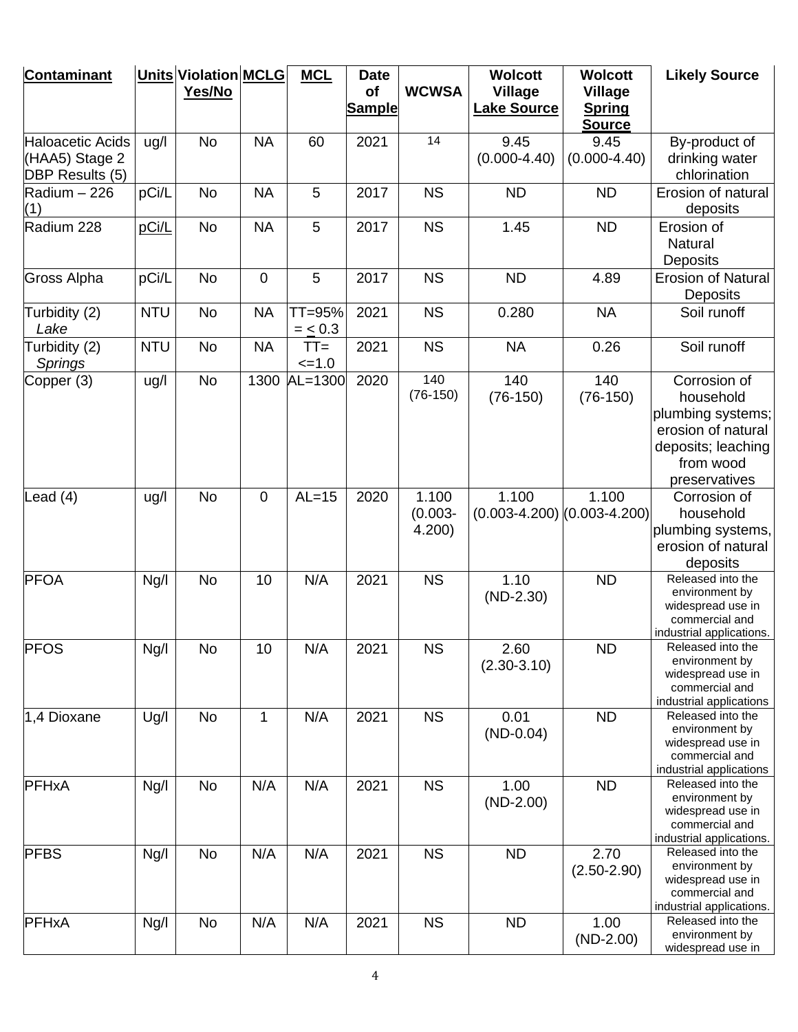| Contaminant | Units | Violation Yes/No | MCLG | MCL | Date of Sample | WCWSA | Wolcott Village Lake Source | Wolcott Village Spring Source | Likely Source |
|---|---|---|---|---|---|---|---|---|---|
| Haloacetic Acids (HAA5) Stage 2 DBP Results (5) | ug/l | No | NA | 60 | 2021 | 14 | 9.45 (0.000-4.40) | 9.45 (0.000-4.40) | By-product of drinking water chlorination |
| Radium – 226 (1) | pCi/L | No | NA | 5 | 2017 | NS | ND | ND | Erosion of natural deposits |
| Radium 228 | pCi/L | No | NA | 5 | 2017 | NS | 1.45 | ND | Erosion of Natural Deposits |
| Gross Alpha | pCi/L | No | 0 | 5 | 2017 | NS | ND | 4.89 | Erosion of Natural Deposits |
| Turbidity (2) *Lake* | NTU | No | NA | TT=95% = ≤ 0.3 | 2021 | NS | 0.280 | NA | Soil runoff |
| Turbidity (2) *Springs* | NTU | No | NA | TT= <=1.0 | 2021 | NS | NA | 0.26 | Soil runoff |
| Copper (3) | ug/l | No | 1300 | AL=1300 | 2020 | 140 (76-150) | 140 (76-150) | 140 (76-150) | Corrosion of household plumbing systems; erosion of natural deposits; leaching from wood preservatives |
| Lead (4) | ug/l | No | 0 | AL=15 | 2020 | 1.100 (0.003-4.200) | 1.100 (0.003-4.200) | 1.100 (0.003-4.200) | Corrosion of household plumbing systems, erosion of natural deposits |
| PFOA | Ng/l | No | 10 | N/A | 2021 | NS | 1.10 (ND-2.30) | ND | Released into the environment by widespread use in commercial and industrial applications. |
| PFOS | Ng/l | No | 10 | N/A | 2021 | NS | 2.60 (2.30-3.10) | ND | Released into the environment by widespread use in commercial and industrial applications |
| 1,4 Dioxane | Ug/l | No | 1 | N/A | 2021 | NS | 0.01 (ND-0.04) | ND | Released into the environment by widespread use in commercial and industrial applications |
| PFHxA | Ng/l | No | N/A | N/A | 2021 | NS | 1.00 (ND-2.00) | ND | Released into the environment by widespread use in commercial and industrial applications. |
| PFBS | Ng/l | No | N/A | N/A | 2021 | NS | ND | 2.70 (2.50-2.90) | Released into the environment by widespread use in commercial and industrial applications. |
| PFHxA | Ng/l | No | N/A | N/A | 2021 | NS | ND | 1.00 (ND-2.00) | Released into the environment by widespread use in |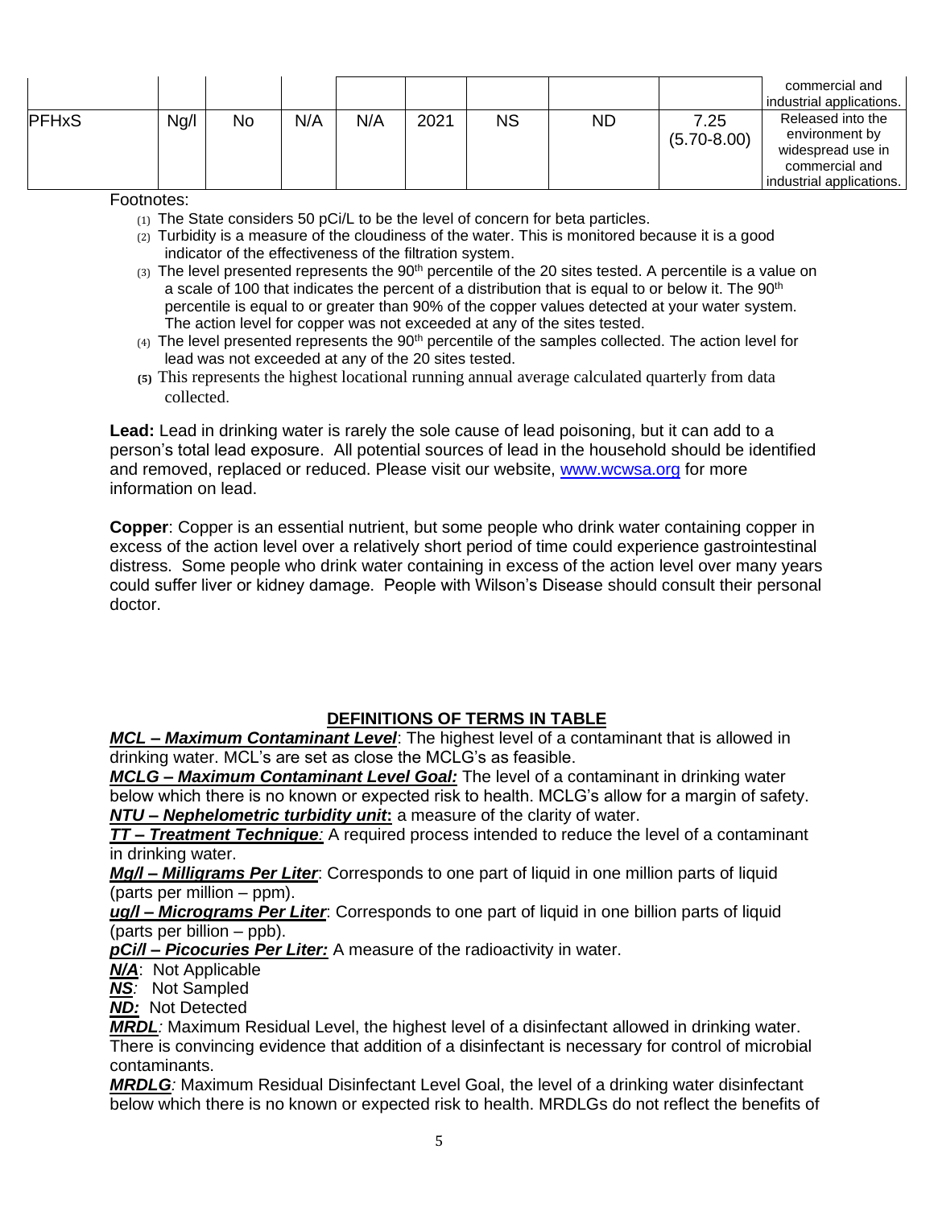| | | | | | | | | | commercial and industrial applications. |
|---|---|---|---|---|---|---|---|---|---|
| PFHxS | Ng/l | No | N/A | N/A | 2021 | NS | ND | 7.25 (5.70-8.00) | Released into the environment by widespread use in commercial and industrial applications. |

Footnotes:

(1) The State considers 50 pCi/L to be the level of concern for beta particles.

(2) Turbidity is a measure of the cloudiness of the water. This is monitored because it is a good indicator of the effectiveness of the filtration system.

(3) The level presented represents the 90th percentile of the 20 sites tested. A percentile is a value on a scale of 100 that indicates the percent of a distribution that is equal to or below it. The 90th percentile is equal to or greater than 90% of the copper values detected at your water system. The action level for copper was not exceeded at any of the sites tested.

(4) The level presented represents the 90th percentile of the samples collected. The action level for lead was not exceeded at any of the 20 sites tested.

**(5)** This represents the highest locational running annual average calculated quarterly from data collected.

**Lead:** Lead in drinking water is rarely the sole cause of lead poisoning, but it can add to a person's total lead exposure. All potential sources of lead in the household should be identified and removed, replaced or reduced. Please visit our website, www.wcwsa.org for more information on lead.

**Copper**: Copper is an essential nutrient, but some people who drink water containing copper in excess of the action level over a relatively short period of time could experience gastrointestinal distress. Some people who drink water containing in excess of the action level over many years could suffer liver or kidney damage. People with Wilson's Disease should consult their personal doctor.

## DEFINITIONS OF TERMS IN TABLE

***MCL – Maximum Contaminant Level***: The highest level of a contaminant that is allowed in drinking water. MCL's are set as close the MCLG's as feasible.

***MCLG – Maximum Contaminant Level Goal:*** The level of a contaminant in drinking water below which there is no known or expected risk to health. MCLG's allow for a margin of safety.

***NTU – Nephelometric turbidity unit*:** a measure of the clarity of water.

***TT – Treatment Technique:*** A required process intended to reduce the level of a contaminant in drinking water.

***Mg/l – Milligrams Per Liter***: Corresponds to one part of liquid in one million parts of liquid (parts per million – ppm).

***ug/l – Micrograms Per Liter***: Corresponds to one part of liquid in one billion parts of liquid (parts per billion – ppb).

***pCi/l – Picocuries Per Liter:*** A measure of the radioactivity in water.

***N/A***: Not Applicable

***NS:*** Not Sampled

***ND:*** Not Detected

***MRDL:*** Maximum Residual Level, the highest level of a disinfectant allowed in drinking water. There is convincing evidence that addition of a disinfectant is necessary for control of microbial contaminants.

***MRDLG:*** Maximum Residual Disinfectant Level Goal, the level of a drinking water disinfectant below which there is no known or expected risk to health. MRDLGs do not reflect the benefits of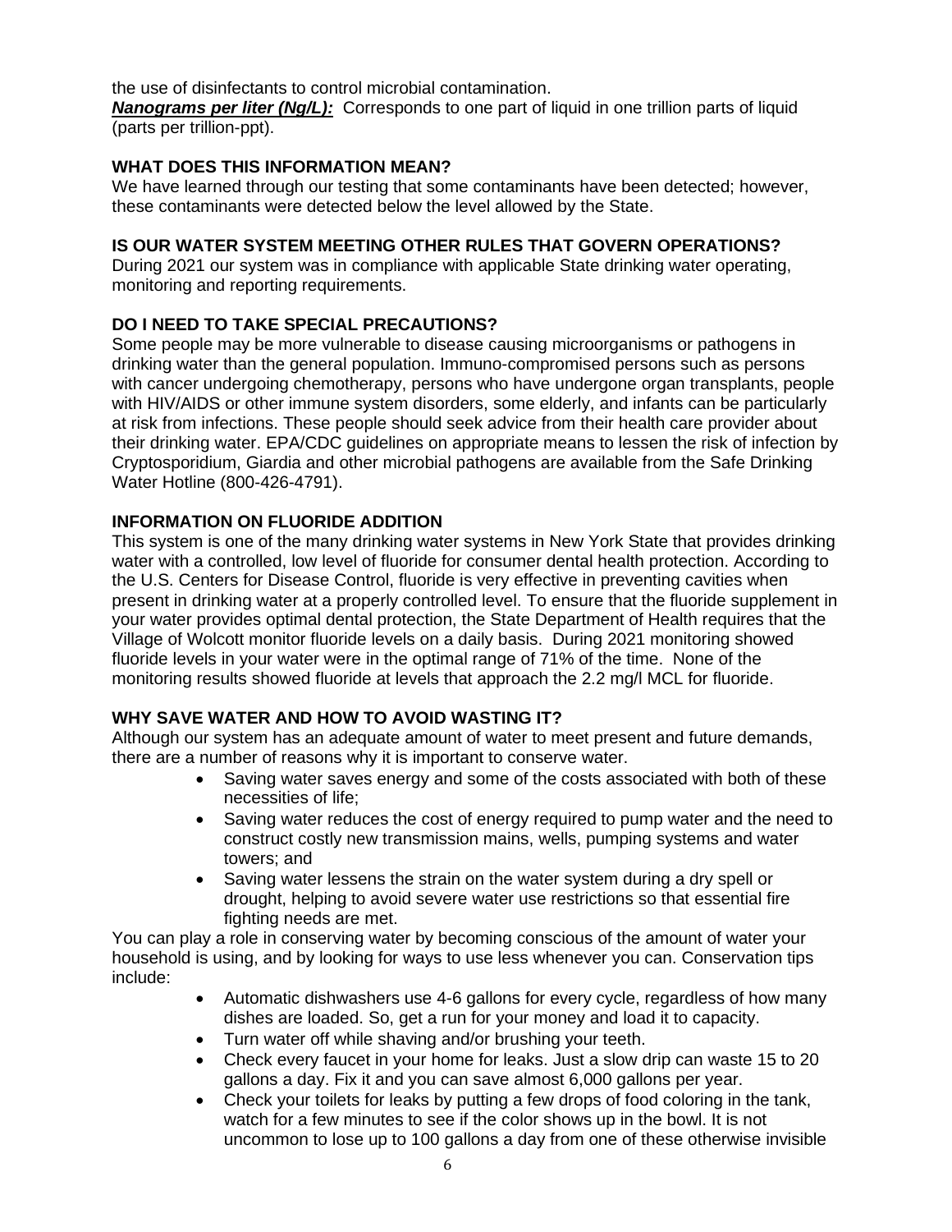the use of disinfectants to control microbial contamination.

***Nanograms per liter (Ng/L):*** Corresponds to one part of liquid in one trillion parts of liquid (parts per trillion-ppt).

**WHAT DOES THIS INFORMATION MEAN?**

We have learned through our testing that some contaminants have been detected; however, these contaminants were detected below the level allowed by the State.

**IS OUR WATER SYSTEM MEETING OTHER RULES THAT GOVERN OPERATIONS?**

During 2021 our system was in compliance with applicable State drinking water operating, monitoring and reporting requirements.

**DO I NEED TO TAKE SPECIAL PRECAUTIONS?**

Some people may be more vulnerable to disease causing microorganisms or pathogens in drinking water than the general population. Immuno-compromised persons such as persons with cancer undergoing chemotherapy, persons who have undergone organ transplants, people with HIV/AIDS or other immune system disorders, some elderly, and infants can be particularly at risk from infections. These people should seek advice from their health care provider about their drinking water. EPA/CDC guidelines on appropriate means to lessen the risk of infection by Cryptosporidium, Giardia and other microbial pathogens are available from the Safe Drinking Water Hotline (800-426-4791).

**INFORMATION ON FLUORIDE ADDITION**

This system is one of the many drinking water systems in New York State that provides drinking water with a controlled, low level of fluoride for consumer dental health protection. According to the U.S. Centers for Disease Control, fluoride is very effective in preventing cavities when present in drinking water at a properly controlled level. To ensure that the fluoride supplement in your water provides optimal dental protection, the State Department of Health requires that the Village of Wolcott monitor fluoride levels on a daily basis. During 2021 monitoring showed fluoride levels in your water were in the optimal range of 71% of the time. None of the monitoring results showed fluoride at levels that approach the 2.2 mg/l MCL for fluoride.

**WHY SAVE WATER AND HOW TO AVOID WASTING IT?**

Although our system has an adequate amount of water to meet present and future demands, there are a number of reasons why it is important to conserve water.

- Saving water saves energy and some of the costs associated with both of these necessities of life;
- Saving water reduces the cost of energy required to pump water and the need to construct costly new transmission mains, wells, pumping systems and water towers; and
- Saving water lessens the strain on the water system during a dry spell or drought, helping to avoid severe water use restrictions so that essential fire fighting needs are met.

You can play a role in conserving water by becoming conscious of the amount of water your household is using, and by looking for ways to use less whenever you can. Conservation tips include:

- Automatic dishwashers use 4-6 gallons for every cycle, regardless of how many dishes are loaded. So, get a run for your money and load it to capacity.
- Turn water off while shaving and/or brushing your teeth.
- Check every faucet in your home for leaks. Just a slow drip can waste 15 to 20 gallons a day. Fix it and you can save almost 6,000 gallons per year.
- Check your toilets for leaks by putting a few drops of food coloring in the tank, watch for a few minutes to see if the color shows up in the bowl. It is not uncommon to lose up to 100 gallons a day from one of these otherwise invisible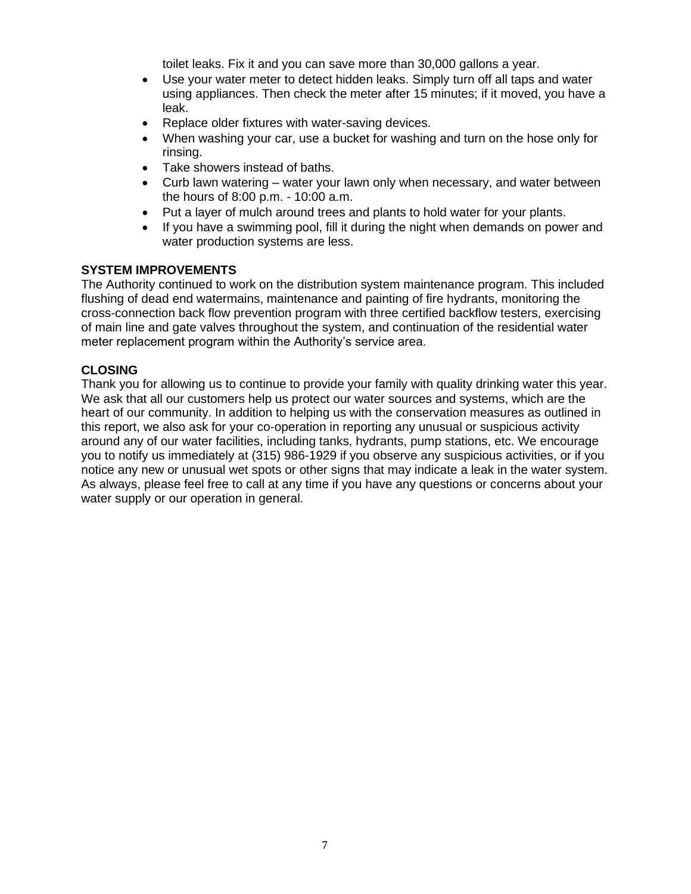toilet leaks. Fix it and you can save more than 30,000 gallons a year.

- Use your water meter to detect hidden leaks. Simply turn off all taps and water using appliances. Then check the meter after 15 minutes; if it moved, you have a leak.
- Replace older fixtures with water-saving devices.
- When washing your car, use a bucket for washing and turn on the hose only for rinsing.
- Take showers instead of baths.
- Curb lawn watering – water your lawn only when necessary, and water between the hours of 8:00 p.m. - 10:00 a.m.
- Put a layer of mulch around trees and plants to hold water for your plants.
- If you have a swimming pool, fill it during the night when demands on power and water production systems are less.

**SYSTEM IMPROVEMENTS**

The Authority continued to work on the distribution system maintenance program. This included flushing of dead end watermains, maintenance and painting of fire hydrants, monitoring the cross-connection back flow prevention program with three certified backflow testers, exercising of main line and gate valves throughout the system, and continuation of the residential water meter replacement program within the Authority's service area.

**CLOSING**

Thank you for allowing us to continue to provide your family with quality drinking water this year. We ask that all our customers help us protect our water sources and systems, which are the heart of our community. In addition to helping us with the conservation measures as outlined in this report, we also ask for your co-operation in reporting any unusual or suspicious activity around any of our water facilities, including tanks, hydrants, pump stations, etc. We encourage you to notify us immediately at (315) 986-1929 if you observe any suspicious activities, or if you notice any new or unusual wet spots or other signs that may indicate a leak in the water system. As always, please feel free to call at any time if you have any questions or concerns about your water supply or our operation in general.